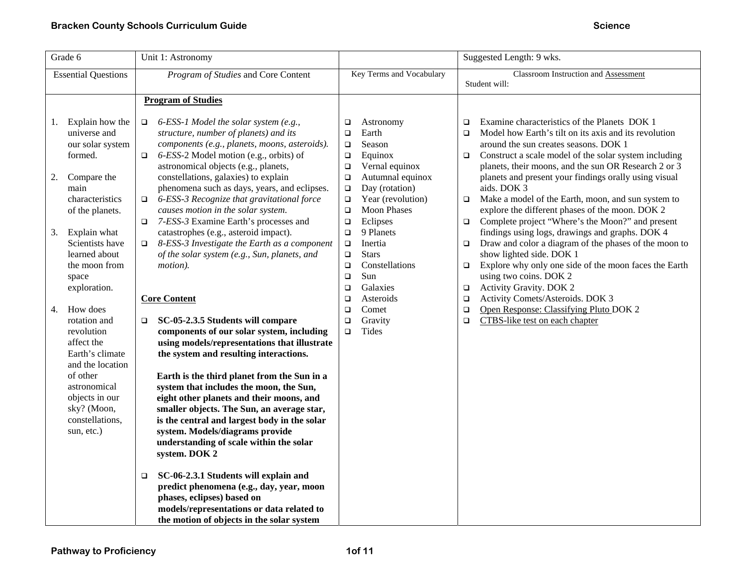| Grade 6 | Unit 1: Astronomy | | Suggested Length: 9 wks. |
|---|---|---|---|
| Essential Questions | *Program of Studies* and Core Content | Key Terms and Vocabulary | Classroom Instruction and Assessment<br>Student will: |
| 1. Explain how the universe and our solar system formed.<br><br>2. Compare the main characteristics of the planets.<br><br>3. Explain what Scientists have learned about the moon from space exploration.<br><br>4. How does rotation and revolution affect the Earth's climate and the location of other astronomical objects in our sky? (Moon, constellations, sun, etc.) | **Program of Studies**<br><br>❑ *6-ESS-1 Model the solar system (e.g., structure, number of planets) and its components (e.g., planets, moons, asteroids).*<br>❑ *6-ESS*-2 Model motion (e.g., orbits) of astronomical objects (e.g., planets, constellations, galaxies) to explain phenomena such as days, years, and eclipses.<br>❑ *6-ESS-3 Recognize that gravitational force causes motion in the solar system.*<br>❑ *7-ESS-3* Examine Earth's processes and catastrophes (e.g., asteroid impact).<br>❑ *8-ESS-3 Investigate the Earth as a component of the solar system (e.g., Sun, planets, and motion).*<br><br>**Core Content**<br><br>❑ **SC-05-2.3.5 Students will compare components of our solar system, including using models/representations that illustrate the system and resulting interactions.**<br><br>**Earth is the third planet from the Sun in a system that includes the moon, the Sun, eight other planets and their moons, and smaller objects. The Sun, an average star, is the central and largest body in the solar system. Models/diagrams provide understanding of scale within the solar system. DOK 2**<br><br>❑ **SC-06-2.3.1 Students will explain and predict phenomena (e.g., day, year, moon phases, eclipses) based on models/representations or data related to the motion of objects in the solar system** | ❑ Astronomy<br>❑ Earth<br>❑ Season<br>❑ Equinox<br>❑ Vernal equinox<br>❑ Autumnal equinox<br>❑ Day (rotation)<br>❑ Year (revolution)<br>❑ Moon Phases<br>❑ Eclipses<br>❑ 9 Planets<br>❑ Inertia<br>❑ Stars<br>❑ Constellations<br>❑ Sun<br>❑ Galaxies<br>❑ Asteroids<br>❑ Comet<br>❑ Gravity<br>❑ Tides | ❑ Examine characteristics of the Planets DOK 1<br>❑ Model how Earth's tilt on its axis and its revolution around the sun creates seasons. DOK 1<br>❑ Construct a scale model of the solar system including planets, their moons, and the sun OR Research 2 or 3 planets and present your findings orally using visual aids. DOK 3<br>❑ Make a model of the Earth, moon, and sun system to explore the different phases of the moon. DOK 2<br>❑ Complete project "Where's the Moon?" and present findings using logs, drawings and graphs. DOK 4<br>❑ Draw and color a diagram of the phases of the moon to show lighted side. DOK 1<br>❑ Explore why only one side of the moon faces the Earth using two coins. DOK 2<br>❑ Activity Gravity. DOK 2<br>❑ Activity Comets/Asteroids. DOK 3<br>❑ Open Response: Classifying Pluto DOK 2<br>❑ CTBS-like test on each chapter |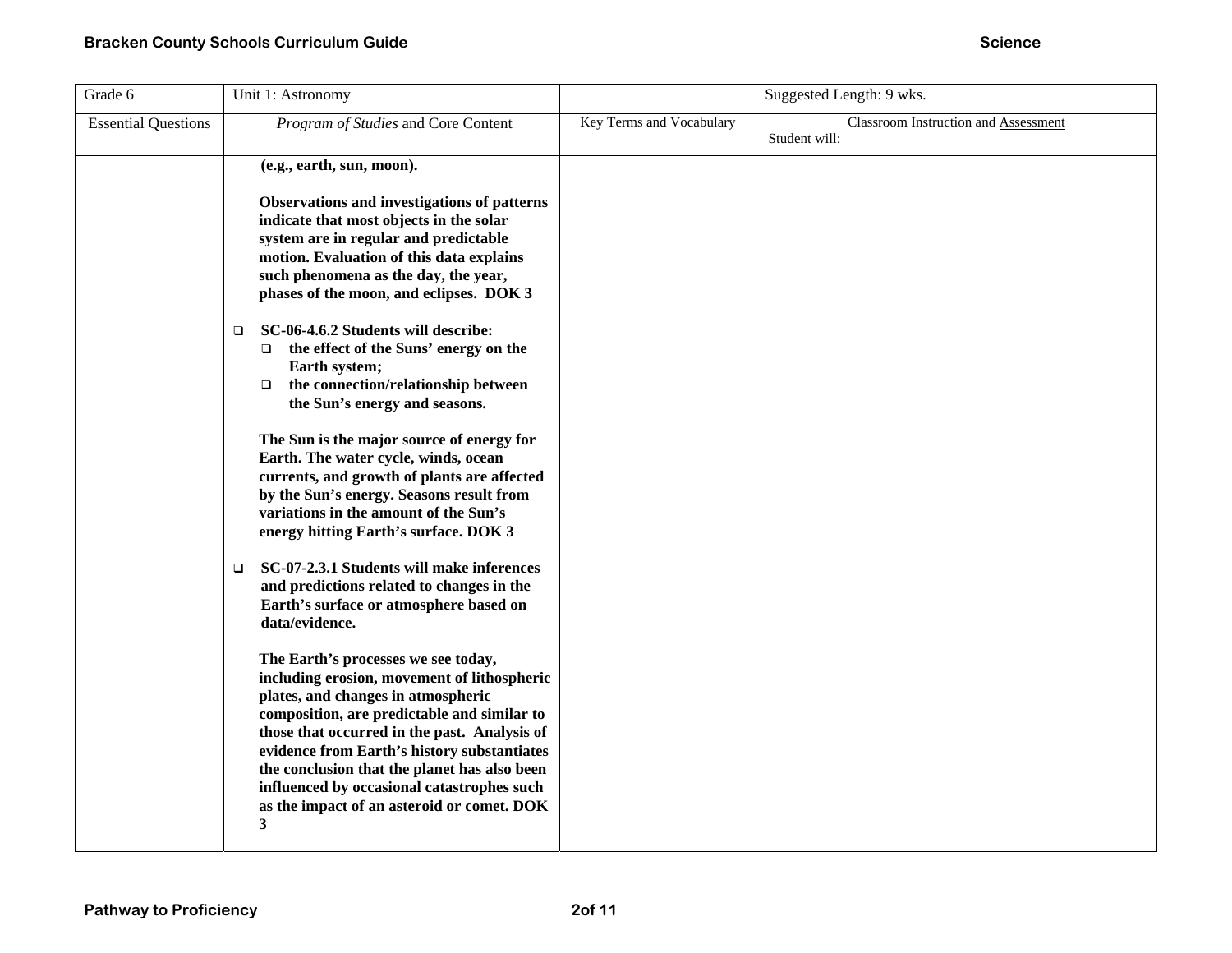| Grade 6 | Unit 1: Astronomy | | Suggested Length: 9 wks. |
|---|---|---|---|
| Essential Questions | *Program of Studies* and Core Content | Key Terms and Vocabulary | Classroom Instruction and Assessment<br>Student will: |
| | **(e.g., earth, sun, moon).**<br><br>**Observations and investigations of patterns indicate that most objects in the solar system are in regular and predictable motion. Evaluation of this data explains such phenomena as the day, the year, phases of the moon, and eclipses. DOK 3**<br><br>❑ **SC-06-4.6.2 Students will describe:**<br>❑ **the effect of the Suns' energy on the Earth system;**<br>❑ **the connection/relationship between the Sun's energy and seasons.**<br><br>**The Sun is the major source of energy for Earth. The water cycle, winds, ocean currents, and growth of plants are affected by the Sun's energy. Seasons result from variations in the amount of the Sun's energy hitting Earth's surface. DOK 3**<br><br>❑ **SC-07-2.3.1 Students will make inferences and predictions related to changes in the Earth's surface or atmosphere based on data/evidence.**<br><br>**The Earth's processes we see today, including erosion, movement of lithospheric plates, and changes in atmospheric composition, are predictable and similar to those that occurred in the past. Analysis of evidence from Earth's history substantiates the conclusion that the planet has also been influenced by occasional catastrophes such as the impact of an asteroid or comet. DOK 3** | | |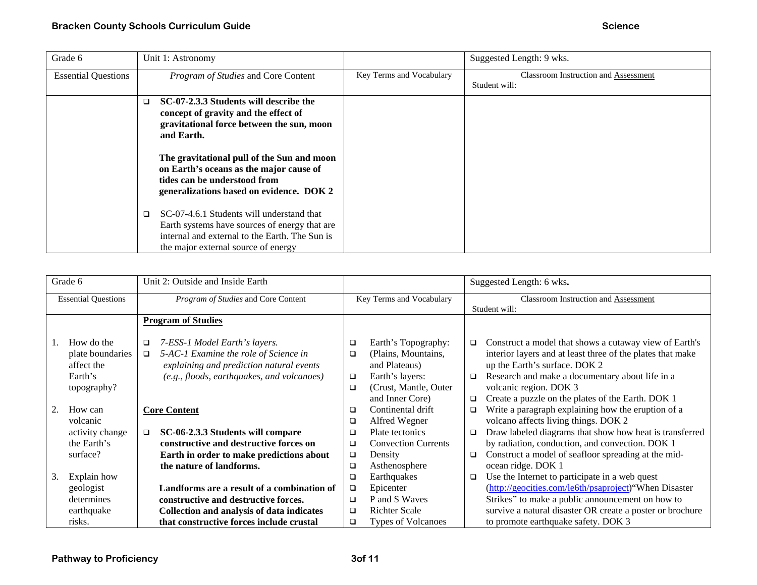| Grade 6 | Unit 1: Astronomy | | Suggested Length: 9 wks. |
|---|---|---|---|
| Essential Questions | *Program of Studies* and Core Content | Key Terms and Vocabulary | Classroom Instruction and Assessment<br>Student will: |
| | ❑ **SC-07-2.3.3 Students will describe the concept of gravity and the effect of gravitational force between the sun, moon and Earth.**<br><br>**The gravitational pull of the Sun and moon on Earth's oceans as the major cause of tides can be understood from generalizations based on evidence. DOK 2**<br><br>❑ SC-07-4.6.1 Students will understand that Earth systems have sources of energy that are internal and external to the Earth. The Sun is the major external source of energy | | |

| Grade 6 | Unit 2: Outside and Inside Earth | | Suggested Length: 6 wks**.** |
|---|---|---|---|
| Essential Questions | *Program of Studies* and Core Content | Key Terms and Vocabulary | Classroom Instruction and Assessment<br>Student will: |
| 1. How do the plate boundaries affect the Earth's topography?<br><br>2. How can volcanic activity change the Earth's surface?<br><br>3. Explain how geologist determines earthquake risks. | **Program of Studies**<br><br>❑ *7-ESS-1 Model Earth's layers.*<br>❑ *5-AC-1 Examine the role of Science in explaining and prediction natural events (e.g., floods, earthquakes, and volcanoes)*<br><br>**Core Content**<br><br>❑ **SC-06-2.3.3 Students will compare constructive and destructive forces on Earth in order to make predictions about the nature of landforms.**<br><br>**Landforms are a result of a combination of constructive and destructive forces. Collection and analysis of data indicates that constructive forces include crustal** | ❑ Earth's Topography:<br>❑ (Plains, Mountains, and Plateaus)<br>❑ Earth's layers:<br>❑ (Crust, Mantle, Outer and Inner Core)<br>❑ Continental drift<br>❑ Alfred Wegner<br>❑ Plate tectonics<br>❑ Convection Currents<br>❑ Density<br>❑ Asthenosphere<br>❑ Earthquakes<br>❑ Epicenter<br>❑ P and S Waves<br>❑ Richter Scale<br>❑ Types of Volcanoes | ❑ Construct a model that shows a cutaway view of Earth's interior layers and at least three of the plates that make up the Earth's surface. DOK 2<br>❑ Research and make a documentary about life in a volcanic region. DOK 3<br>❑ Create a puzzle on the plates of the Earth. DOK 1<br>❑ Write a paragraph explaining how the eruption of a volcano affects living things. DOK 2<br>❑ Draw labeled diagrams that show how heat is transferred by radiation, conduction, and convection. DOK 1<br>❑ Construct a model of seafloor spreading at the mid-ocean ridge. DOK 1<br>❑ Use the Internet to participate in a web quest (http://geocities.com/le6th/psaproject)"When Disaster Strikes" to make a public announcement on how to survive a natural disaster OR create a poster or brochure to promote earthquake safety. DOK 3 |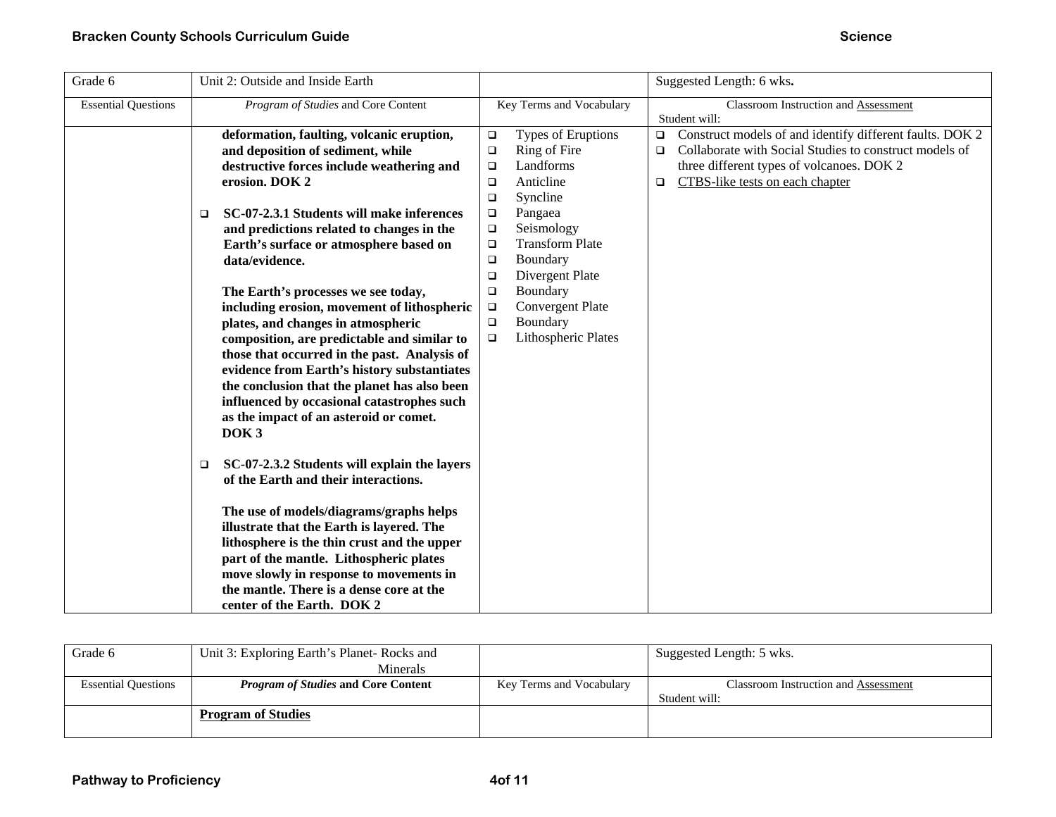| Grade 6 | Unit 2: Outside and Inside Earth | | Suggested Length: 6 wks**.** |
|---|---|---|---|
| Essential Questions | *Program of Studies* and Core Content | Key Terms and Vocabulary | Classroom Instruction and Assessment<br>Student will: |
| | **deformation, faulting, volcanic eruption, and deposition of sediment, while destructive forces include weathering and erosion. DOK 2**<br><br>❑ **SC-07-2.3.1 Students will make inferences and predictions related to changes in the Earth's surface or atmosphere based on data/evidence.**<br><br>**The Earth's processes we see today, including erosion, movement of lithospheric plates, and changes in atmospheric composition, are predictable and similar to those that occurred in the past. Analysis of evidence from Earth's history substantiates the conclusion that the planet has also been influenced by occasional catastrophes such as the impact of an asteroid or comet. DOK 3**<br><br>❑ **SC-07-2.3.2 Students will explain the layers of the Earth and their interactions.**<br><br>**The use of models/diagrams/graphs helps illustrate that the Earth is layered. The lithosphere is the thin crust and the upper part of the mantle. Lithospheric plates move slowly in response to movements in the mantle. There is a dense core at the center of the Earth. DOK 2** | ❑ Types of Eruptions<br>❑ Ring of Fire<br>❑ Landforms<br>❑ Anticline<br>❑ Syncline<br>❑ Pangaea<br>❑ Seismology<br>❑ Transform Plate<br>❑ Boundary<br>❑ Divergent Plate<br>❑ Boundary<br>❑ Convergent Plate<br>❑ Boundary<br>❑ Lithospheric Plates | ❑ Construct models of and identify different faults. DOK 2<br>❑ Collaborate with Social Studies to construct models of three different types of volcanoes. DOK 2<br>❑ CTBS-like tests on each chapter |

| Grade 6 | Unit 3: Exploring Earth's Planet- Rocks and Minerals | | Suggested Length: 5 wks. |
|---|---|---|---|
| Essential Questions | ***Program of Studies* and Core Content** | Key Terms and Vocabulary | Classroom Instruction and Assessment<br>Student will: |
| | **Program of Studies** | | |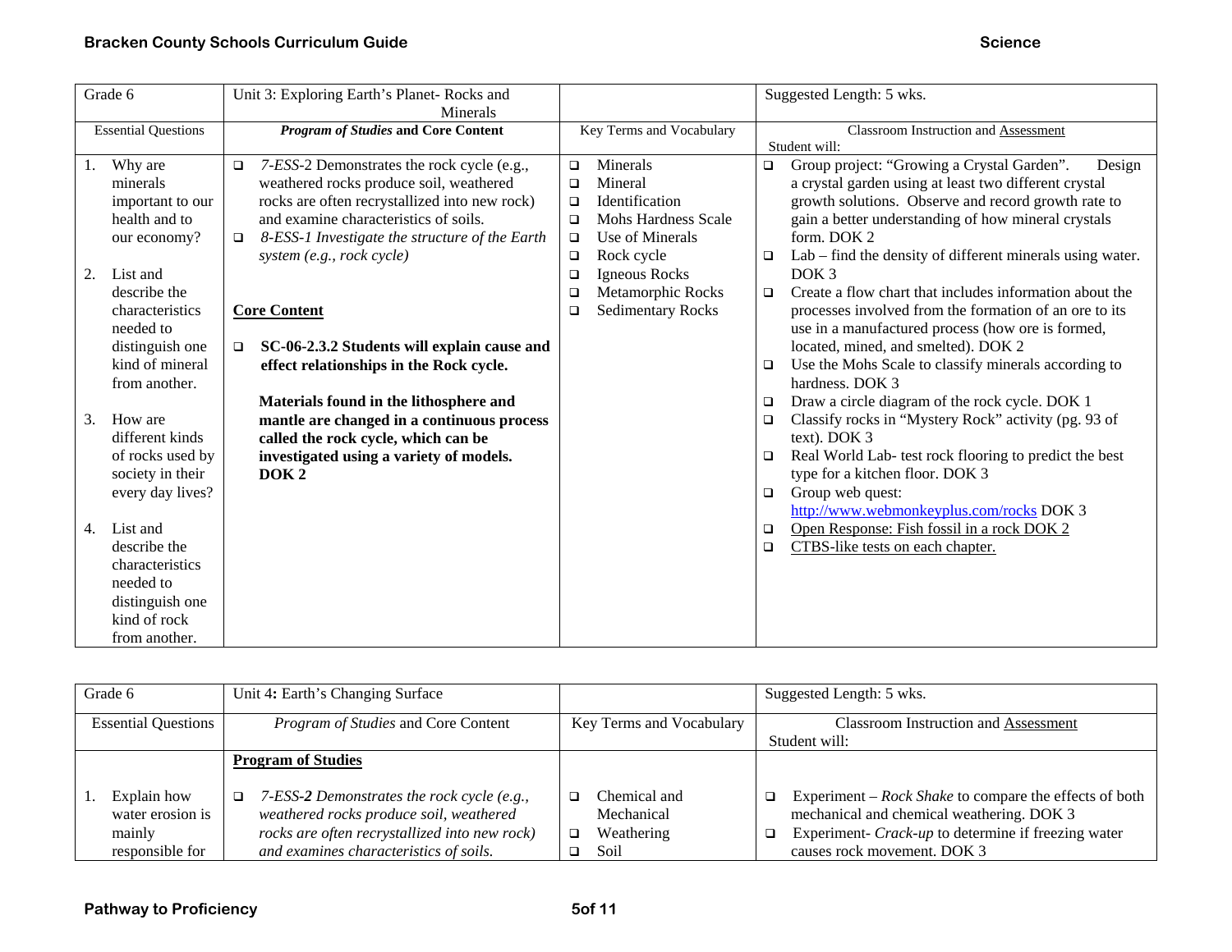| Grade 6 | Unit 3: Exploring Earth's Planet- Rocks and Minerals | | Suggested Length: 5 wks. |
|---|---|---|---|
| Essential Questions | ***Program of Studies* and Core Content** | Key Terms and Vocabulary | Classroom Instruction and Assessment<br>Student will: |
| 1. Why are minerals important to our health and to our economy?<br><br>2. List and describe the characteristics needed to distinguish one kind of mineral from another.<br><br>3. How are different kinds of rocks used by society in their every day lives?<br><br>4. List and describe the characteristics needed to distinguish one kind of rock from another. | ❑ *7-ESS*-2 Demonstrates the rock cycle (e.g., weathered rocks produce soil, weathered rocks are often recrystallized into new rock) and examine characteristics of soils.<br>❑ *8-ESS-1 Investigate the structure of the Earth system (e.g., rock cycle)*<br><br>**Core Content**<br><br>❑ **SC-06-2.3.2 Students will explain cause and effect relationships in the Rock cycle.**<br><br>**Materials found in the lithosphere and mantle are changed in a continuous process called the rock cycle, which can be investigated using a variety of models. DOK 2** | ❑ Minerals<br>❑ Mineral<br>❑ Identification<br>❑ Mohs Hardness Scale<br>❑ Use of Minerals<br>❑ Rock cycle<br>❑ Igneous Rocks<br>❑ Metamorphic Rocks<br>❑ Sedimentary Rocks | ❑ Group project: "Growing a Crystal Garden". Design a crystal garden using at least two different crystal growth solutions. Observe and record growth rate to gain a better understanding of how mineral crystals form. DOK 2<br>❑ Lab – find the density of different minerals using water. DOK 3<br>❑ Create a flow chart that includes information about the processes involved from the formation of an ore to its use in a manufactured process (how ore is formed, located, mined, and smelted). DOK 2<br>❑ Use the Mohs Scale to classify minerals according to hardness. DOK 3<br>❑ Draw a circle diagram of the rock cycle. DOK 1<br>❑ Classify rocks in "Mystery Rock" activity (pg. 93 of text). DOK 3<br>❑ Real World Lab- test rock flooring to predict the best type for a kitchen floor. DOK 3<br>❑ Group web quest: http://www.webmonkeyplus.com/rocks DOK 3<br>❑ Open Response: Fish fossil in a rock DOK 2<br>❑ CTBS-like tests on each chapter. |

| Grade 6 | Unit 4: Earth's Changing Surface | | Suggested Length: 5 wks. |
|---|---|---|---|
| Essential Questions | *Program of Studies* and Core Content | Key Terms and Vocabulary | Classroom Instruction and Assessment<br>Student will: |
| 1. Explain how water erosion is mainly responsible for | **Program of Studies**<br><br>❑ *7-ESS-**2** Demonstrates the rock cycle (e.g., weathered rocks produce soil, weathered rocks are often recrystallized into new rock) and examines characteristics of soils.* | ❑ Chemical and Mechanical<br>❑ Weathering<br>❑ Soil | ❑ Experiment – *Rock Shake* to compare the effects of both mechanical and chemical weathering. DOK 3<br>❑ Experiment- *Crack-up* to determine if freezing water causes rock movement. DOK 3 |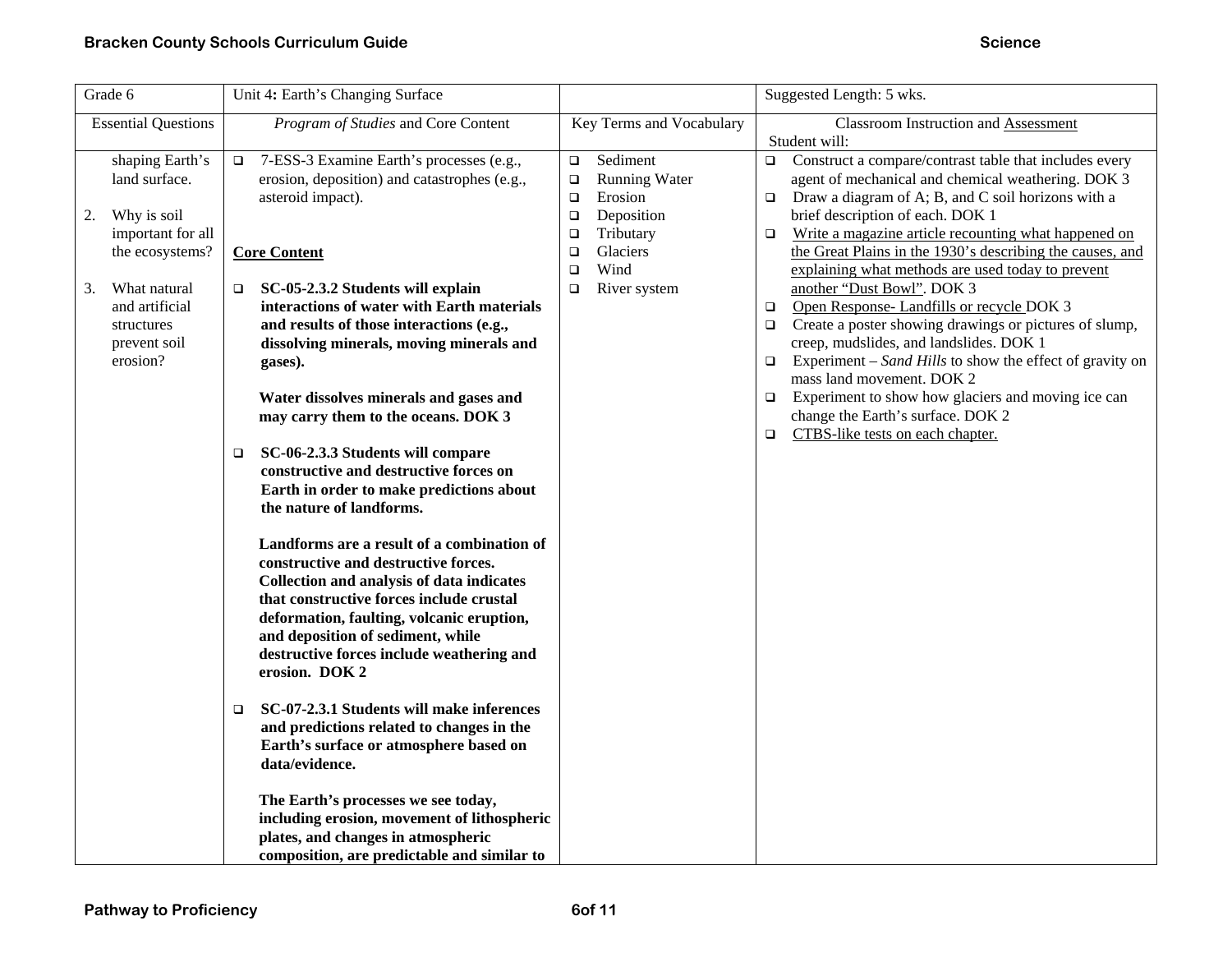| Grade 6 | Unit 4: Earth's Changing Surface | | Suggested Length: 5 wks. |
|---|---|---|---|
| Essential Questions | *Program of Studies* and Core Content | Key Terms and Vocabulary | Classroom Instruction and Assessment<br>Student will: |
| shaping Earth's land surface.<br><br>2. Why is soil important for all the ecosystems?<br><br>3. What natural and artificial structures prevent soil erosion? | ❑ 7-ESS-3 Examine Earth's processes (e.g., erosion, deposition) and catastrophes (e.g., asteroid impact).<br><br>**Core Content**<br><br>❑ **SC-05-2.3.2 Students will explain interactions of water with Earth materials and results of those interactions (e.g., dissolving minerals, moving minerals and gases).**<br><br>**Water dissolves minerals and gases and may carry them to the oceans. DOK 3**<br><br>❑ **SC-06-2.3.3 Students will compare constructive and destructive forces on Earth in order to make predictions about the nature of landforms.**<br><br>**Landforms are a result of a combination of constructive and destructive forces. Collection and analysis of data indicates that constructive forces include crustal deformation, faulting, volcanic eruption, and deposition of sediment, while destructive forces include weathering and erosion. DOK 2**<br><br>❑ **SC-07-2.3.1 Students will make inferences and predictions related to changes in the Earth's surface or atmosphere based on data/evidence.**<br><br>**The Earth's processes we see today, including erosion, movement of lithospheric plates, and changes in atmospheric composition, are predictable and similar to** | ❑ Sediment<br>❑ Running Water<br>❑ Erosion<br>❑ Deposition<br>❑ Tributary<br>❑ Glaciers<br>❑ Wind<br>❑ River system | ❑ Construct a compare/contrast table that includes every agent of mechanical and chemical weathering. DOK 3<br>❑ Draw a diagram of A; B, and C soil horizons with a brief description of each. DOK 1<br>❑ Write a magazine article recounting what happened on the Great Plains in the 1930's describing the causes, and explaining what methods are used today to prevent another "Dust Bowl". DOK 3<br>❑ Open Response- Landfills or recycle DOK 3<br>❑ Create a poster showing drawings or pictures of slump, creep, mudslides, and landslides. DOK 1<br>❑ Experiment – *Sand Hills* to show the effect of gravity on mass land movement. DOK 2<br>❑ Experiment to show how glaciers and moving ice can change the Earth's surface. DOK 2<br>❑ CTBS-like tests on each chapter. |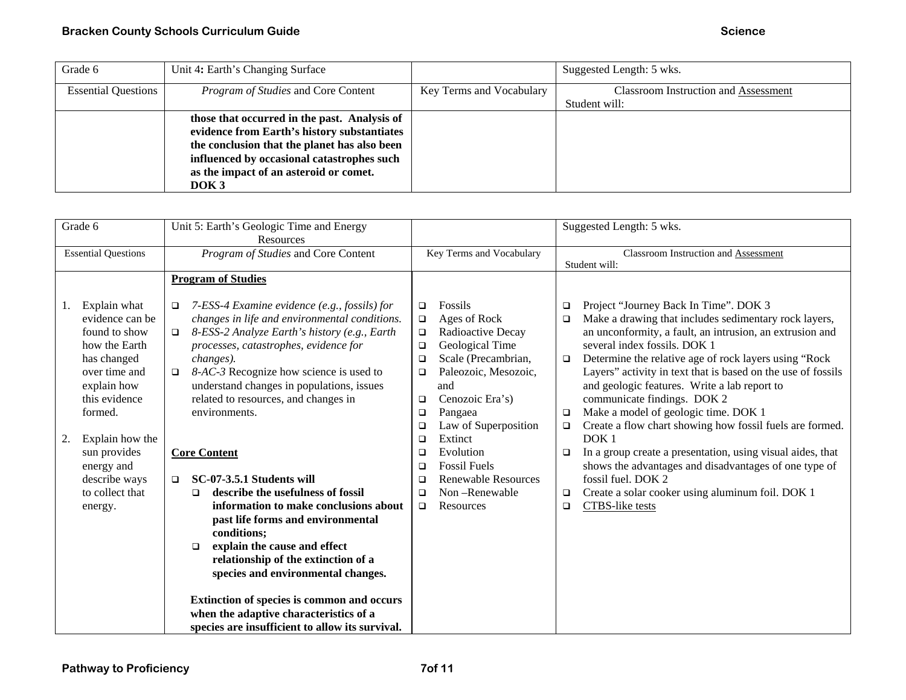| Grade 6 | Unit 4**:** Earth's Changing Surface | | Suggested Length: 5 wks. |
|---|---|---|---|
| Essential Questions | *Program of Studies* and Core Content | Key Terms and Vocabulary | Classroom Instruction and Assessment<br>Student will: |
| | **those that occurred in the past. Analysis of evidence from Earth's history substantiates the conclusion that the planet has also been influenced by occasional catastrophes such as the impact of an asteroid or comet. DOK 3** | | |

| Grade 6 | Unit 5: Earth's Geologic Time and Energy Resources | | Suggested Length: 5 wks. |
|---|---|---|---|
| Essential Questions | *Program of Studies* and Core Content | Key Terms and Vocabulary | Classroom Instruction and Assessment<br>Student will: |
| 1. Explain what evidence can be found to show how the Earth has changed over time and explain how this evidence formed.<br><br>2. Explain how the sun provides energy and describe ways to collect that energy. | **Program of Studies**<br><br>❑ *7-ESS-4 Examine evidence (e.g., fossils) for changes in life and environmental conditions.*<br>❑ *8-ESS-2 Analyze Earth's history (e.g., Earth processes, catastrophes, evidence for changes).*<br>❑ *8-AC-3* Recognize how science is used to understand changes in populations, issues related to resources, and changes in environments.<br><br>**Core Content**<br><br>❑ **SC-07-3.5.1 Students will**<br>❑ **describe the usefulness of fossil information to make conclusions about past life forms and environmental conditions;**<br>❑ **explain the cause and effect relationship of the extinction of a species and environmental changes.**<br><br>**Extinction of species is common and occurs when the adaptive characteristics of a species are insufficient to allow its survival.** | ❑ Fossils<br>❑ Ages of Rock<br>❑ Radioactive Decay<br>❑ Geological Time<br>❑ Scale (Precambrian,<br>❑ Paleozoic, Mesozoic, and<br>❑ Cenozoic Era's)<br>❑ Pangaea<br>❑ Law of Superposition<br>❑ Extinct<br>❑ Evolution<br>❑ Fossil Fuels<br>❑ Renewable Resources<br>❑ Non –Renewable<br>❑ Resources | ❑ Project "Journey Back In Time". DOK 3<br>❑ Make a drawing that includes sedimentary rock layers, an unconformity, a fault, an intrusion, an extrusion and several index fossils. DOK 1<br>❑ Determine the relative age of rock layers using "Rock Layers" activity in text that is based on the use of fossils and geologic features. Write a lab report to communicate findings. DOK 2<br>❑ Make a model of geologic time. DOK 1<br>❑ Create a flow chart showing how fossil fuels are formed. DOK 1<br>❑ In a group create a presentation, using visual aides, that shows the advantages and disadvantages of one type of fossil fuel. DOK 2<br>❑ Create a solar cooker using aluminum foil. DOK 1<br>❑ CTBS-like tests |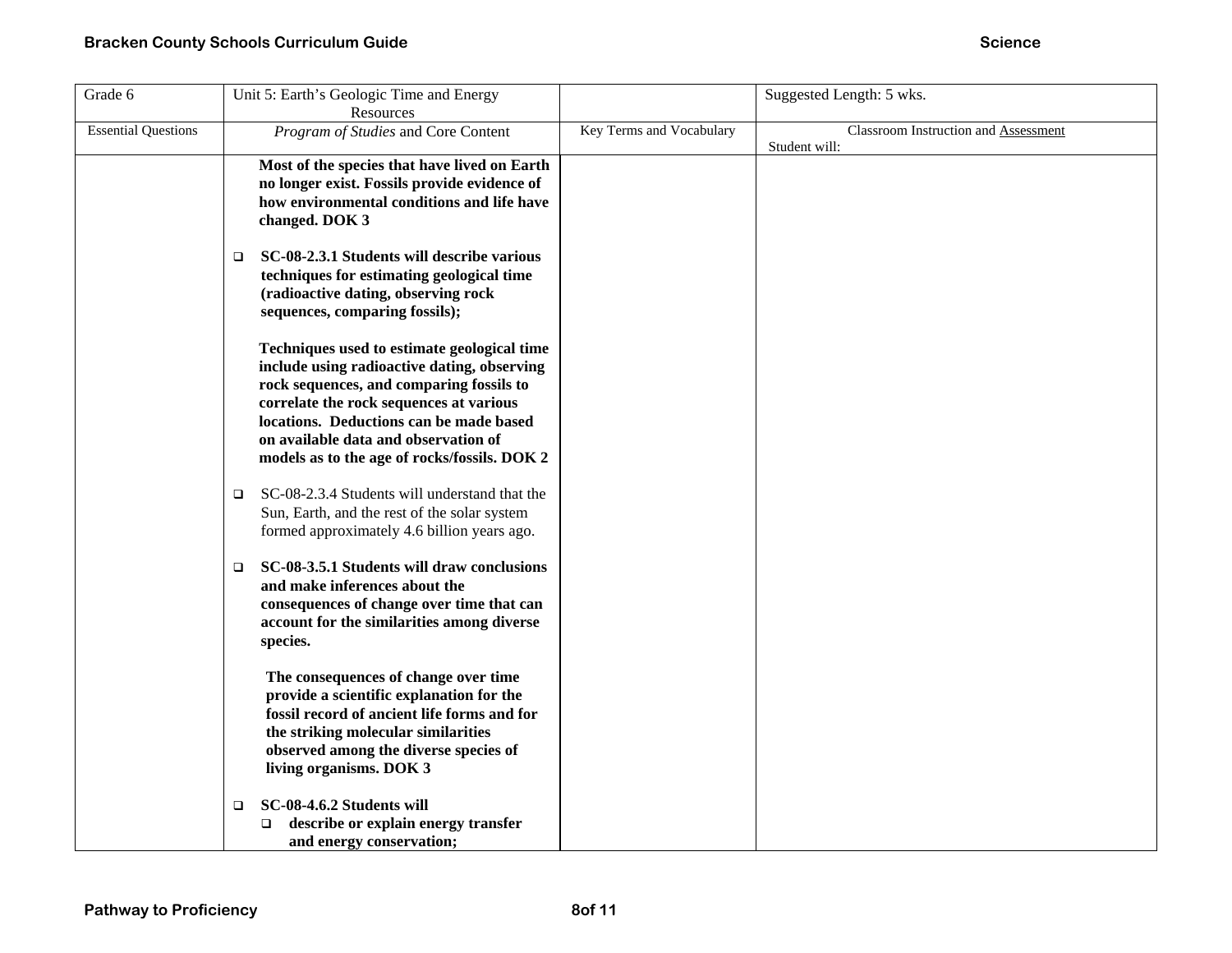| Grade 6 | Unit 5: Earth's Geologic Time and Energy Resources | | Suggested Length: 5 wks. |
|---|---|---|---|
| Essential Questions | *Program of Studies* and Core Content | Key Terms and Vocabulary | Classroom Instruction and Assessment<br>Student will: |
| | **Most of the species that have lived on Earth no longer exist. Fossils provide evidence of how environmental conditions and life have changed. DOK 3**<br><br>❑ **SC-08-2.3.1 Students will describe various techniques for estimating geological time (radioactive dating, observing rock sequences, comparing fossils);**<br><br>**Techniques used to estimate geological time include using radioactive dating, observing rock sequences, and comparing fossils to correlate the rock sequences at various locations. Deductions can be made based on available data and observation of models as to the age of rocks/fossils. DOK 2**<br><br>❑ SC-08-2.3.4 Students will understand that the Sun, Earth, and the rest of the solar system formed approximately 4.6 billion years ago.<br><br>❑ **SC-08-3.5.1 Students will draw conclusions and make inferences about the consequences of change over time that can account for the similarities among diverse species.**<br><br>**The consequences of change over time provide a scientific explanation for the fossil record of ancient life forms and for the striking molecular similarities observed among the diverse species of living organisms. DOK 3**<br><br>❑ **SC-08-4.6.2 Students will**<br>❑ **describe or explain energy transfer and energy conservation;** | | |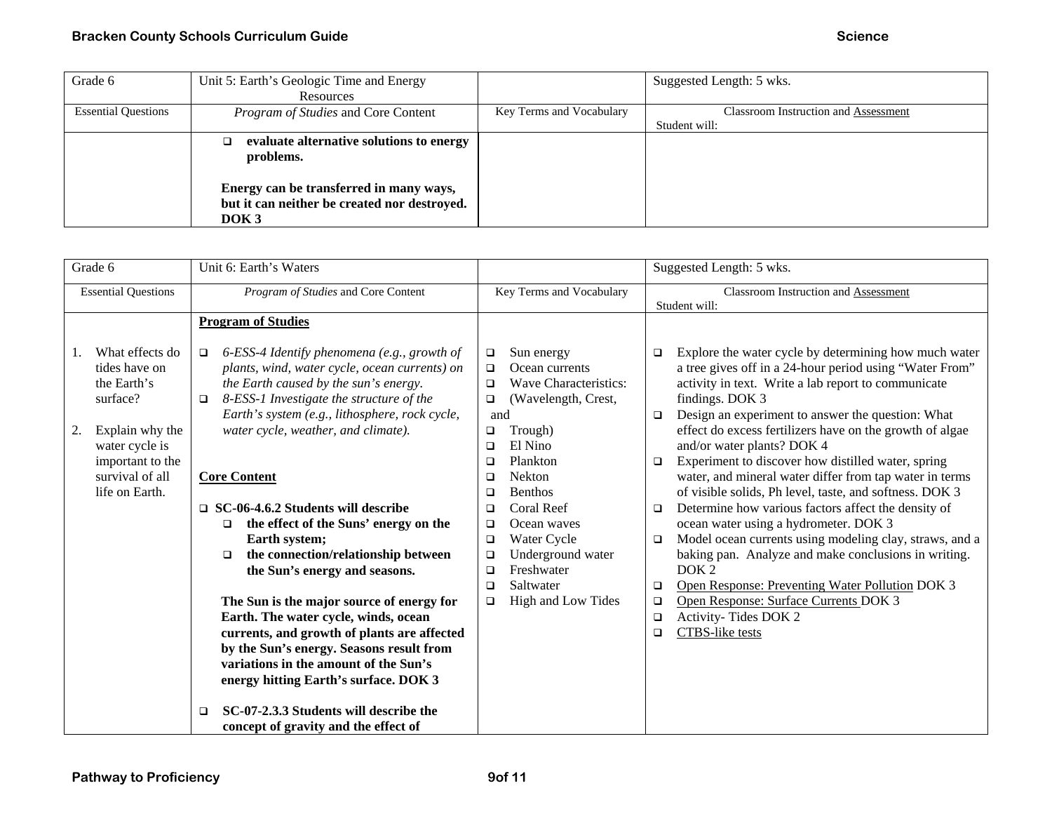| Grade 6 | Unit 5: Earth's Geologic Time and Energy Resources | | Suggested Length: 5 wks. |
|---|---|---|---|
| Essential Questions | *Program of Studies* and Core Content | Key Terms and Vocabulary | Classroom Instruction and Assessment<br>Student will: |
| | ❑ **evaluate alternative solutions to energy problems.**<br><br>**Energy can be transferred in many ways, but it can neither be created nor destroyed. DOK 3** | | |

| Grade 6 | Unit 6: Earth's Waters | | Suggested Length: 5 wks. |
|---|---|---|---|
| Essential Questions | *Program of Studies* and Core Content | Key Terms and Vocabulary | Classroom Instruction and Assessment<br>Student will: |
| 1. What effects do tides have on the Earth's surface?<br><br>2. Explain why the water cycle is important to the survival of all life on Earth. | **Program of Studies**<br><br>❑ *6-ESS-4 Identify phenomena (e.g., growth of plants, wind, water cycle, ocean currents) on the Earth caused by the sun's energy.*<br>❑ *8-ESS-1 Investigate the structure of the Earth's system (e.g., lithosphere, rock cycle, water cycle, weather, and climate).*<br><br>**Core Content**<br><br>❑ **SC-06-4.6.2 Students will describe**<br>❑ **the effect of the Suns' energy on the Earth system;**<br>❑ **the connection/relationship between the Sun's energy and seasons.**<br><br>**The Sun is the major source of energy for Earth. The water cycle, winds, ocean currents, and growth of plants are affected by the Sun's energy. Seasons result from variations in the amount of the Sun's energy hitting Earth's surface. DOK 3**<br><br>❑ **SC-07-2.3.3 Students will describe the concept of gravity and the effect of** | ❑ Sun energy<br>❑ Ocean currents<br>❑ Wave Characteristics:<br>❑ (Wavelength, Crest, and<br>❑ Trough)<br>❑ El Nino<br>❑ Plankton<br>❑ Nekton<br>❑ Benthos<br>❑ Coral Reef<br>❑ Ocean waves<br>❑ Water Cycle<br>❑ Underground water<br>❑ Freshwater<br>❑ Saltwater<br>❑ High and Low Tides | ❑ Explore the water cycle by determining how much water a tree gives off in a 24-hour period using "Water From" activity in text. Write a lab report to communicate findings. DOK 3<br>❑ Design an experiment to answer the question: What effect do excess fertilizers have on the growth of algae and/or water plants? DOK 4<br>❑ Experiment to discover how distilled water, spring water, and mineral water differ from tap water in terms of visible solids, Ph level, taste, and softness. DOK 3<br>❑ Determine how various factors affect the density of ocean water using a hydrometer. DOK 3<br>❑ Model ocean currents using modeling clay, straws, and a baking pan. Analyze and make conclusions in writing. DOK 2<br>❑ Open Response: Preventing Water Pollution DOK 3<br>❑ Open Response: Surface Currents DOK 3<br>❑ Activity- Tides DOK 2<br>❑ CTBS-like tests |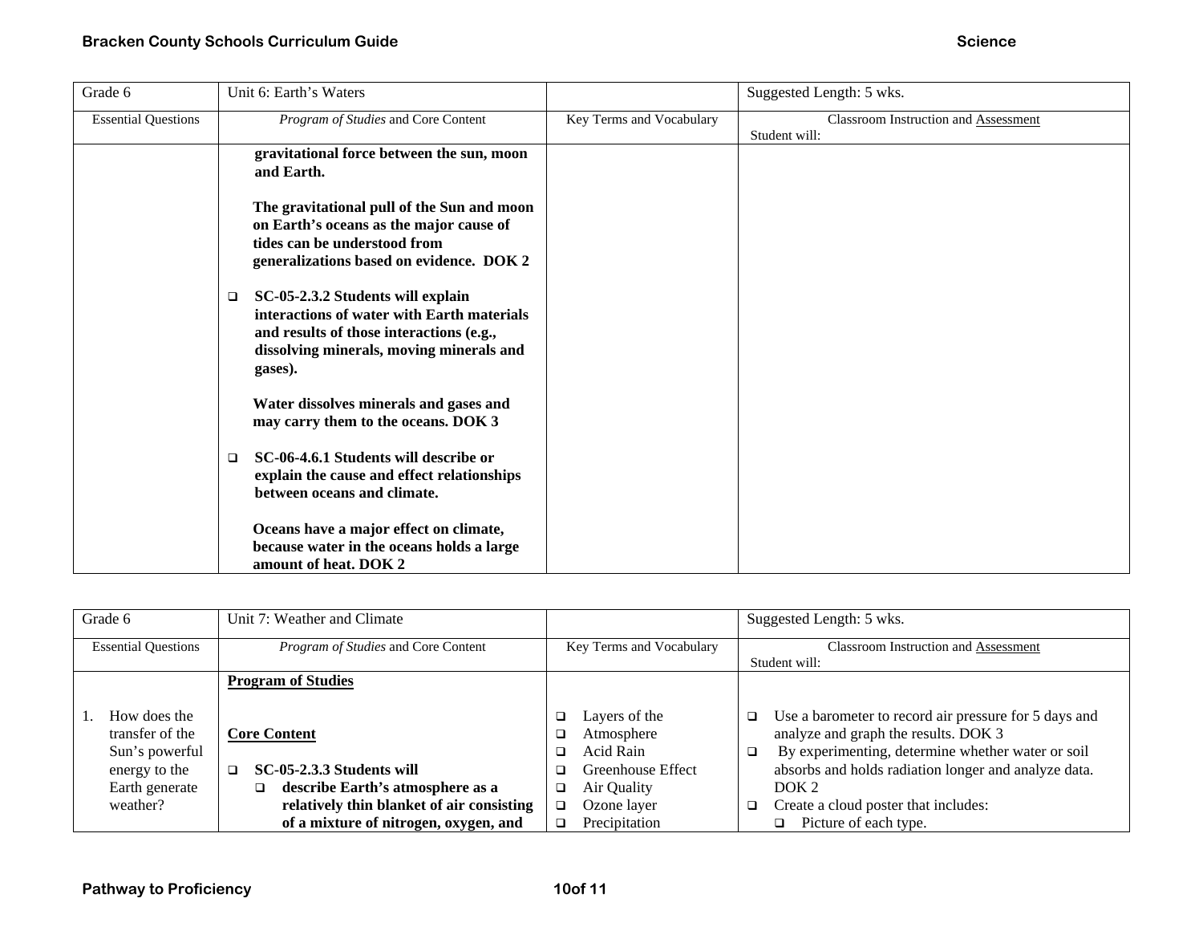| Grade 6 | Unit 6: Earth's Waters | | Suggested Length: 5 wks. |
|---|---|---|---|
| Essential Questions | *Program of Studies* and Core Content | Key Terms and Vocabulary | Classroom Instruction and Assessment<br>Student will: |
| | **gravitational force between the sun, moon and Earth.**<br><br>**The gravitational pull of the Sun and moon on Earth's oceans as the major cause of tides can be understood from generalizations based on evidence. DOK 2**<br><br>❑ **SC-05-2.3.2 Students will explain interactions of water with Earth materials and results of those interactions (e.g., dissolving minerals, moving minerals and gases).**<br><br>**Water dissolves minerals and gases and may carry them to the oceans. DOK 3**<br><br>❑ **SC-06-4.6.1 Students will describe or explain the cause and effect relationships between oceans and climate.**<br><br>**Oceans have a major effect on climate, because water in the oceans holds a large amount of heat. DOK 2** | | |

| Grade 6 | Unit 7: Weather and Climate | | Suggested Length: 5 wks. |
|---|---|---|---|
| Essential Questions | *Program of Studies* and Core Content | Key Terms and Vocabulary | Classroom Instruction and Assessment<br>Student will: |
| 1. How does the transfer of the Sun's powerful energy to the Earth generate weather? | **Program of Studies**<br><br>**Core Content**<br><br>❑ **SC-05-2.3.3 Students will**<br>❑ **describe Earth's atmosphere as a relatively thin blanket of air consisting of a mixture of nitrogen, oxygen, and** | ❑ Layers of the Atmosphere<br>❑ Acid Rain<br>❑ Greenhouse Effect<br>❑ Air Quality<br>❑ Ozone layer<br>❑ Precipitation | ❑ Use a barometer to record air pressure for 5 days and analyze and graph the results. DOK 3<br>❑ By experimenting, determine whether water or soil absorbs and holds radiation longer and analyze data. DOK 2<br>❑ Create a cloud poster that includes:<br>❑ Picture of each type. |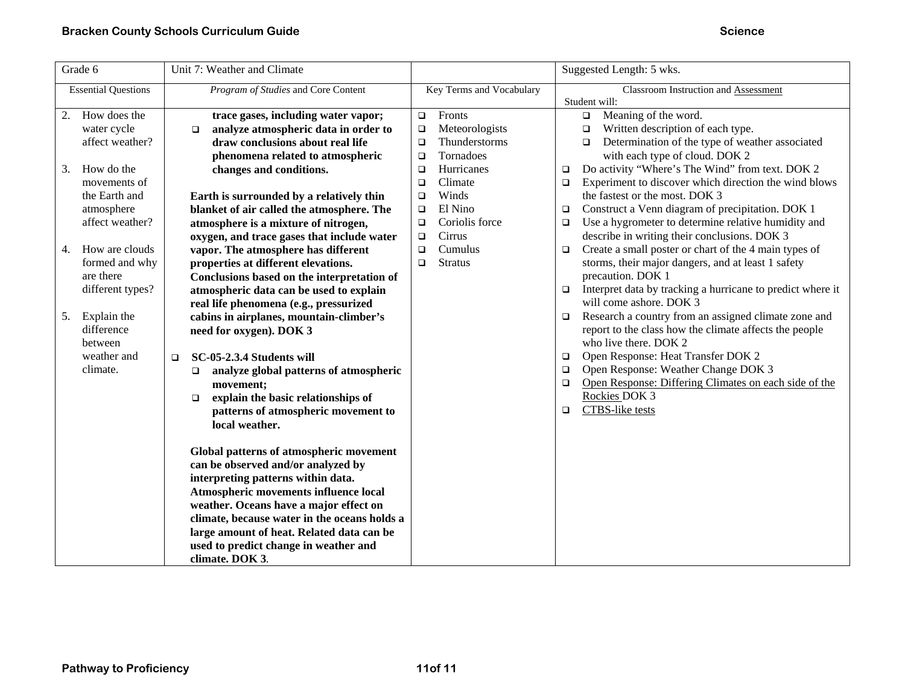| Grade 6 | Unit 7: Weather and Climate | | Suggested Length: 5 wks. |
|---|---|---|---|
| Essential Questions | *Program of Studies* and Core Content | Key Terms and Vocabulary | Classroom Instruction and Assessment<br>Student will: |
| 2. How does the water cycle affect weather?<br><br>3. How do the movements of the Earth and atmosphere affect weather?<br><br>4. How are clouds formed and why are there different types?<br><br>5. Explain the difference between weather and climate. | **trace gases, including water vapor;**<br>❑ **analyze atmospheric data in order to draw conclusions about real life phenomena related to atmospheric changes and conditions.**<br><br>**Earth is surrounded by a relatively thin blanket of air called the atmosphere. The atmosphere is a mixture of nitrogen, oxygen, and trace gases that include water vapor. The atmosphere has different properties at different elevations. Conclusions based on the interpretation of atmospheric data can be used to explain real life phenomena (e.g., pressurized cabins in airplanes, mountain-climber's need for oxygen). DOK 3**<br><br>❑ **SC-05-2.3.4 Students will**<br>❑ **analyze global patterns of atmospheric movement;**<br>❑ **explain the basic relationships of patterns of atmospheric movement to local weather.**<br><br>**Global patterns of atmospheric movement can be observed and/or analyzed by interpreting patterns within data. Atmospheric movements influence local weather. Oceans have a major effect on climate, because water in the oceans holds a large amount of heat. Related data can be used to predict change in weather and climate. DOK 3**. | ❑ Fronts<br>❑ Meteorologists<br>❑ Thunderstorms<br>❑ Tornadoes<br>❑ Hurricanes<br>❑ Climate<br>❑ Winds<br>❑ El Nino<br>❑ Coriolis force<br>❑ Cirrus<br>❑ Cumulus<br>❑ Stratus | ❑ Meaning of the word.<br>❑ Written description of each type.<br>❑ Determination of the type of weather associated with each type of cloud. DOK 2<br>❑ Do activity "Where's The Wind" from text. DOK 2<br>❑ Experiment to discover which direction the wind blows the fastest or the most. DOK 3<br>❑ Construct a Venn diagram of precipitation. DOK 1<br>❑ Use a hygrometer to determine relative humidity and describe in writing their conclusions. DOK 3<br>❑ Create a small poster or chart of the 4 main types of storms, their major dangers, and at least 1 safety precaution. DOK 1<br>❑ Interpret data by tracking a hurricane to predict where it will come ashore. DOK 3<br>❑ Research a country from an assigned climate zone and report to the class how the climate affects the people who live there. DOK 2<br>❑ Open Response: Heat Transfer DOK 2<br>❑ Open Response: Weather Change DOK 3<br>❑ Open Response: Differing Climates on each side of the Rockies DOK 3<br>❑ CTBS-like tests |